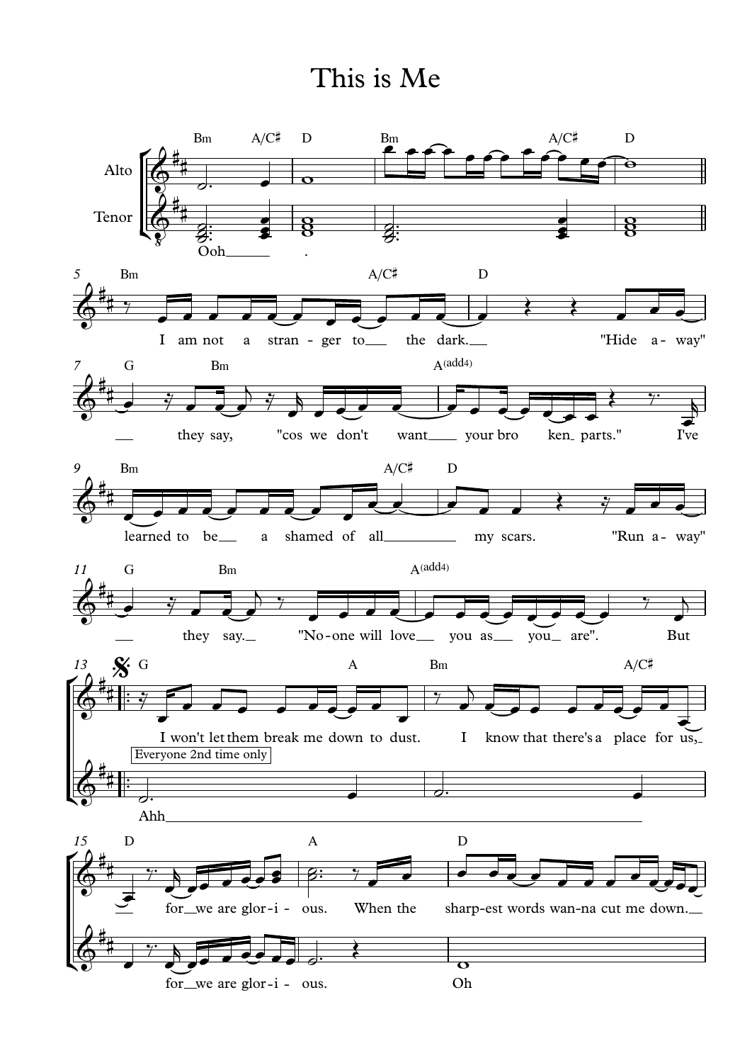# This is Me

Alto

Tenor

Bm A/C♯ D Bm A/C♯ D

Ooh .

5 Bm A/C♯ D

I am not a stran - ger to the dark. "Hide a - way"

7 G Bm A(add4)

they say, "cos we don't want your bro ken parts." I've

9 Bm A/C♯ D

learned to be a shamed of all my scars. "Run a - way"

11 G Bm A(add4)

they say. "No-one will love you as you are". But

13 G A Bm A/C♯

I won't let them break me down to dust. I know that there's a place for us,

Everyone 2nd time only

Ahh

15 D A D

for we are glor - i - ous. When the sharp-est words wan-na cut me down.

for we are glor - i - ous. Oh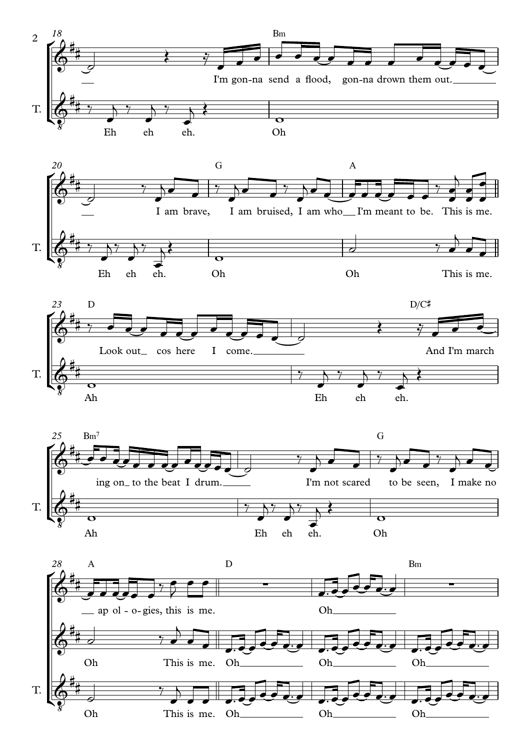18

I'm gon-na send a flood, gon-na drown them out.

T. Eh eh eh. Oh

Bm

20

I am brave, I am bruised, I am who I'm meant to be. This is me.

T. Eh eh eh. Oh Oh This is me.

G A

23

Look out cos here I come. And I'm march

T. Ah Eh eh eh.

D D/C♯

25

ing on to the beat I drum. I'm not scared to be seen, I make no

T. Ah Eh eh eh. Oh

Bm7 G

28

ap ol-o-gies, this is me. Oh

Oh This is me. Oh Oh Oh

T. Oh This is me. Oh Oh Oh

A D Bm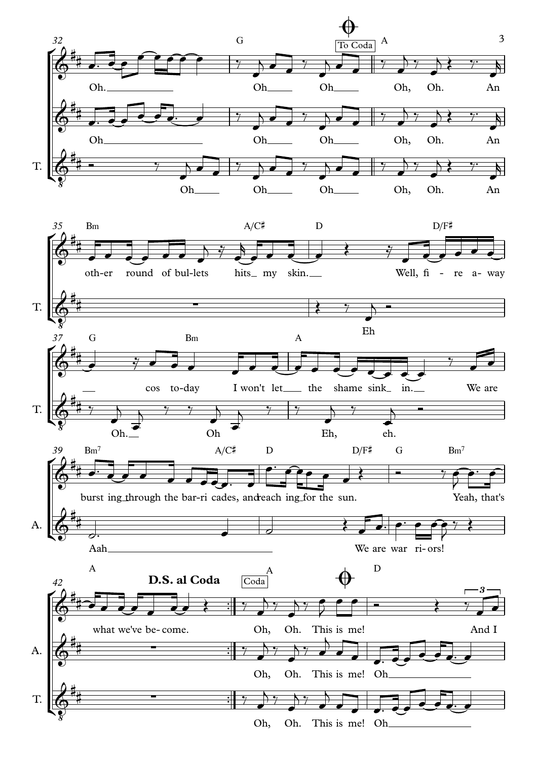32 G *To Coda* A

Oh. Oh Oh Oh, Oh. An

Oh Oh Oh Oh, Oh. An

T. Oh Oh Oh Oh, Oh. An

35 Bm A/C♯ D D/F♯

oth-er round of bul-lets hits my skin. Well, fi - re a- way

T. Eh

37 G Bm A

cos to-day I won't let the shame sink in. We are

T. Oh. Oh Eh, eh.

39 Bm7 A/C♯ D D/F♯ G Bm7

burst ing through the bar-ri cades, and reach ing for the sun. Yeah, that's

A. Aah We are war ri- ors!

42 A **D.S. al Coda** *Coda* A D

what we've be- come. Oh, Oh. This is me! And I

A. Oh, Oh. This is me! Oh

T. Oh, Oh. This is me! Oh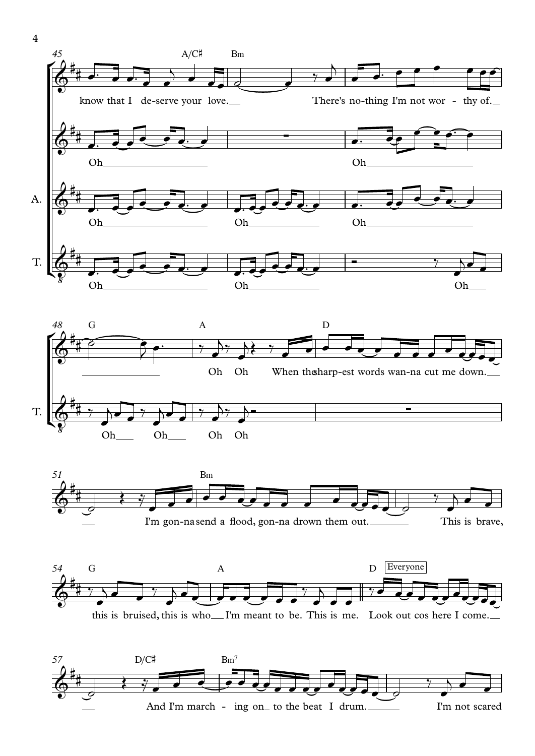45 A/C♯ Bm

know that I de-serve your love. There's no-thing I'm not wor - thy of.

Oh Oh

A. Oh Oh Oh

T. Oh Oh Oh

48 G A D

Oh Oh When the sharp-est words wan-na cut me down.

T. Oh Oh Oh Oh

51 Bm

I'm gon-na send a flood, gon-na drown them out. This is brave,

54 G A D Everyone

this is bruised, this is who I'm meant to be. This is me. Look out cos here I come.

57 D/C♯ Bm⁷

And I'm march - ing on to the beat I drum. I'm not scared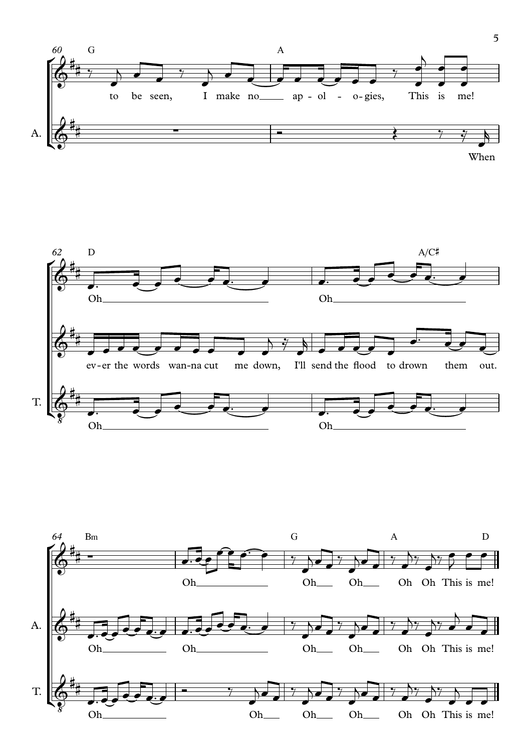60 G A

to be seen, I make no ___ ap - ol - o - gies, This is me!

A. When

62 D A/C♯

Oh ___ Oh ___

A. ev - er the words wan - na cut me down, I'll send the flood to drown them out.

T. Oh ___ Oh ___

64 Bm G A D

Oh ___ Oh ___ Oh ___ Oh Oh This is me!

A. Oh ___ Oh ___ Oh ___ Oh ___ Oh Oh This is me!

T. Oh ___ Oh ___ Oh ___ Oh ___ Oh Oh This is me!